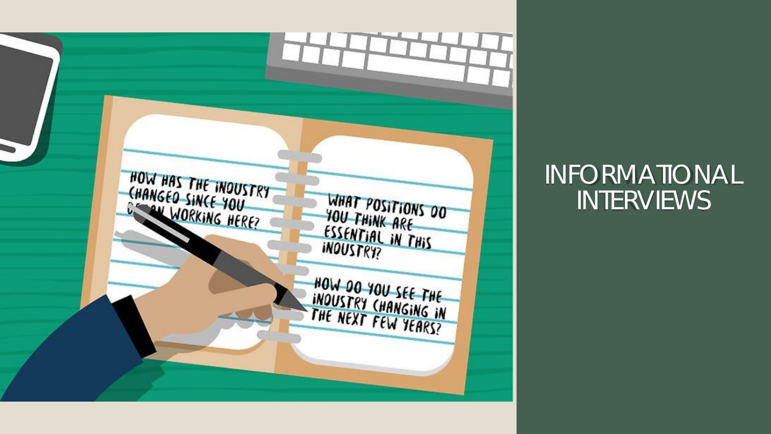# INFORMATIONAL INTERVIEWS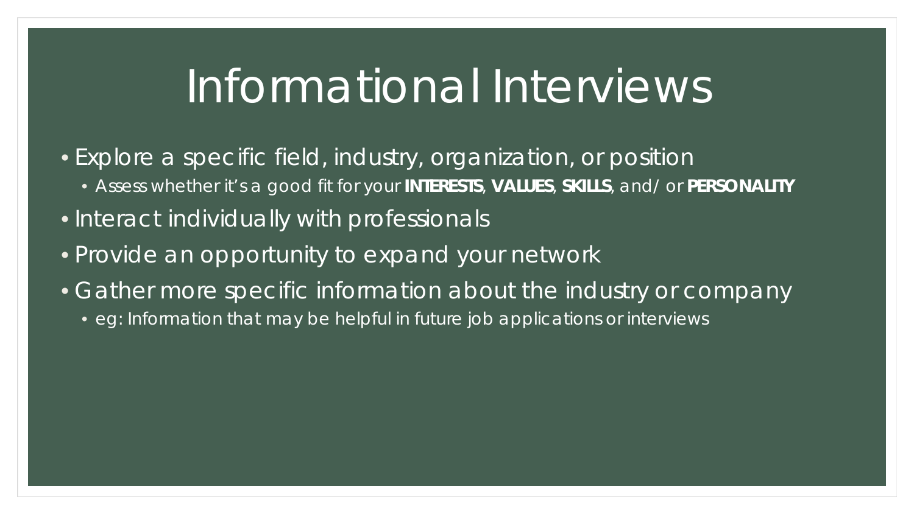# Informational Interviews

- Explore a specific field, industry, organization, or position
  - Assess whether it's a good fit for your **INTERESTS**, **VALUES**, **SKILLS**, and/or **PERSONALITY**
- Interact individually with professionals
- Provide an opportunity to expand your network
- Gather more specific information about the industry or company
  - eg: Information that may be helpful in future job applications or interviews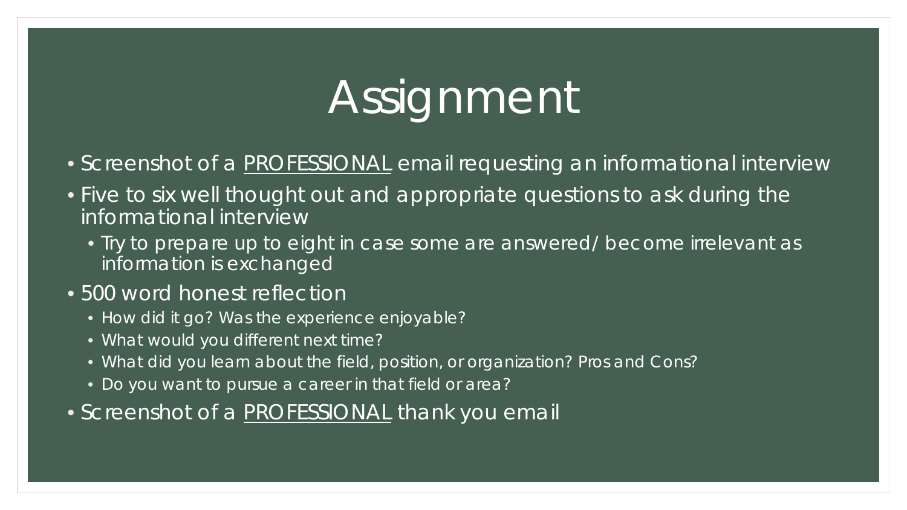# Assignment

- Screenshot of a <u>PROFESSIONAL</u> email requesting an informational interview
- Five to six well thought out and appropriate questions to ask during the informational interview
  - Try to prepare up to eight in case some are answered/ become irrelevant as information is exchanged
- 500 word honest reflection
  - How did it go? Was the experience enjoyable?
  - What would you different next time?
  - What did you learn about the field, position, or organization? Pros and Cons?
  - Do you want to pursue a career in that field or area?
- Screenshot of a <u>PROFESSIONAL</u> thank you email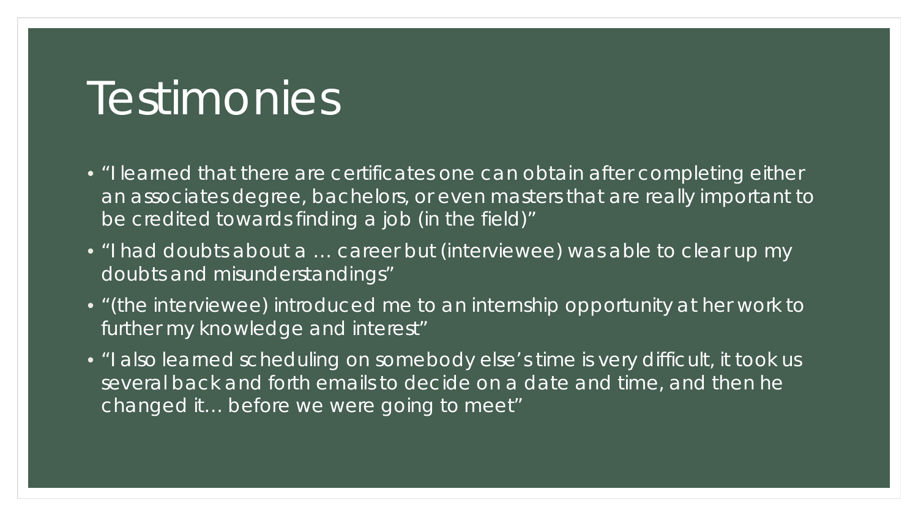# Testimonies

- “I learned that there are certificates one can obtain after completing either an associates degree, bachelors, or even masters that are really important to be credited towards finding a job (in the field)”
- “I had doubts about a … career but (interviewee) was able to clear up my doubts and misunderstandings”
- “(the interviewee) introduced me to an internship opportunity at her work to further my knowledge and interest”
- “I also learned scheduling on somebody else’s time is very difficult, it took us several back and forth emails to decide on a date and time, and then he changed it… before we were going to meet”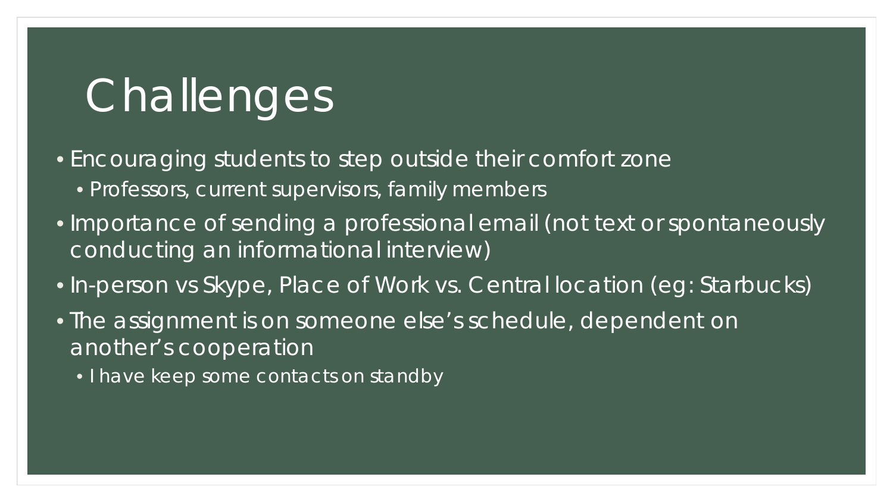# Challenges

- Encouraging students to step outside their comfort zone
  - Professors, current supervisors, family members
- Importance of sending a professional email (not text or spontaneously conducting an informational interview)
- In-person vs Skype, Place of Work vs. Central location (eg: Starbucks)
- The assignment is on someone else's schedule, dependent on another's cooperation
  - I have keep some contacts on standby